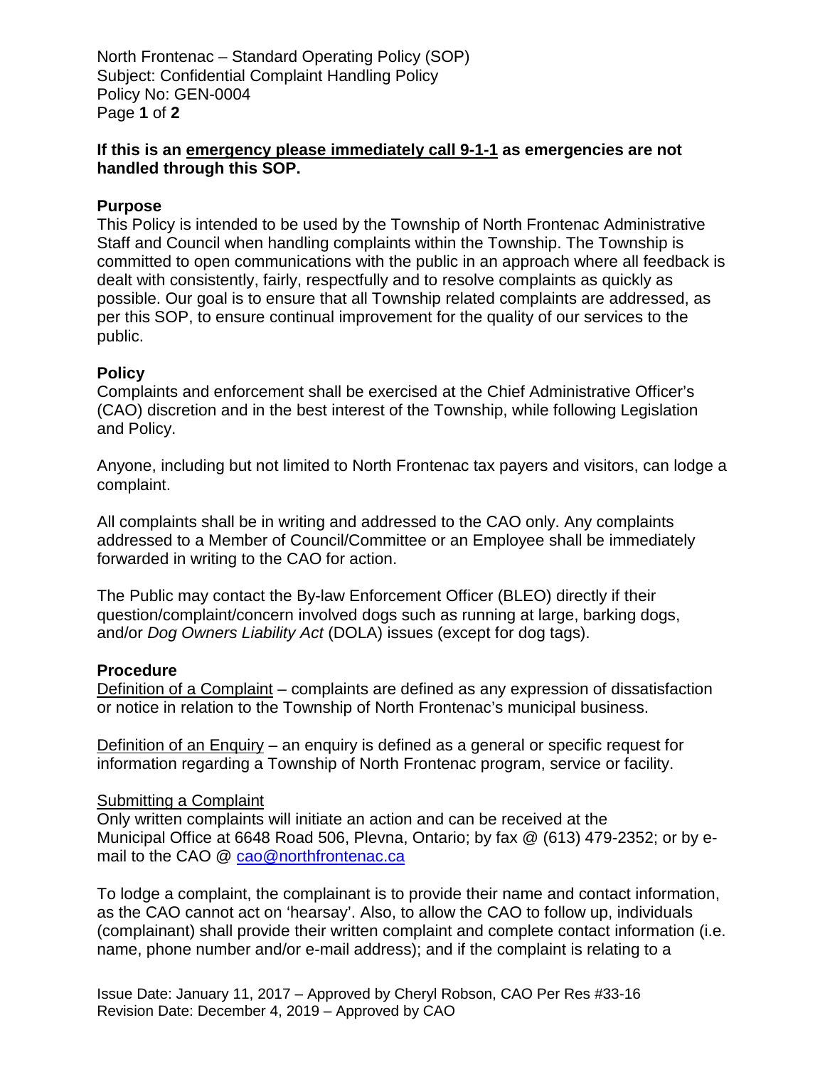North Frontenac – Standard Operating Policy (SOP)
Subject: Confidential Complaint Handling Policy
Policy No: GEN-0004

**If this is an emergency please immediately call 9-1-1 as emergencies are not handled through this SOP.**

## Purpose

This Policy is intended to be used by the Township of North Frontenac Administrative Staff and Council when handling complaints within the Township. The Township is committed to open communications with the public in an approach where all feedback is dealt with consistently, fairly, respectfully and to resolve complaints as quickly as possible. Our goal is to ensure that all Township related complaints are addressed, as per this SOP, to ensure continual improvement for the quality of our services to the public.

## Policy

Complaints and enforcement shall be exercised at the Chief Administrative Officer's (CAO) discretion and in the best interest of the Township, while following Legislation and Policy.

Anyone, including but not limited to North Frontenac tax payers and visitors, can lodge a complaint.

All complaints shall be in writing and addressed to the CAO only. Any complaints addressed to a Member of Council/Committee or an Employee shall be immediately forwarded in writing to the CAO for action.

The Public may contact the By-law Enforcement Officer (BLEO) directly if their question/complaint/concern involved dogs such as running at large, barking dogs, and/or *Dog Owners Liability Act* (DOLA) issues (except for dog tags).

## Procedure

Definition of a Complaint – complaints are defined as any expression of dissatisfaction or notice in relation to the Township of North Frontenac's municipal business.

Definition of an Enquiry – an enquiry is defined as a general or specific request for information regarding a Township of North Frontenac program, service or facility.

Submitting a Complaint

Only written complaints will initiate an action and can be received at the Municipal Office at 6648 Road 506, Plevna, Ontario; by fax @ (613) 479-2352; or by e-mail to the CAO @ cao@northfrontenac.ca

To lodge a complaint, the complainant is to provide their name and contact information, as the CAO cannot act on 'hearsay'. Also, to allow the CAO to follow up, individuals (complainant) shall provide their written complaint and complete contact information (i.e. name, phone number and/or e-mail address); and if the complaint is relating to a

Issue Date: January 11, 2017 – Approved by Cheryl Robson, CAO Per Res #33-16
Revision Date: December 4, 2019 – Approved by CAO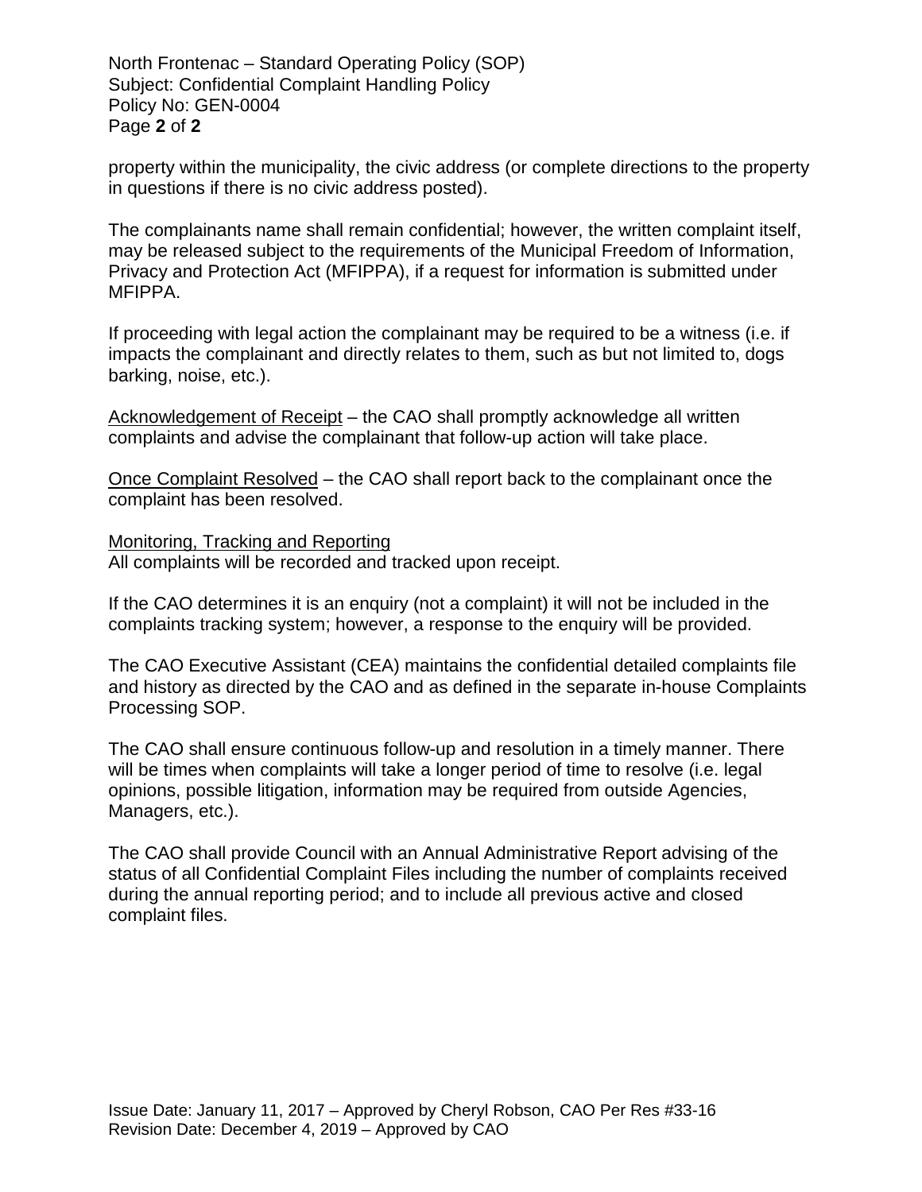property within the municipality, the civic address (or complete directions to the property in questions if there is no civic address posted).

The complainants name shall remain confidential; however, the written complaint itself, may be released subject to the requirements of the Municipal Freedom of Information, Privacy and Protection Act (MFIPPA), if a request for information is submitted under MFIPPA.

If proceeding with legal action the complainant may be required to be a witness (i.e. if impacts the complainant and directly relates to them, such as but not limited to, dogs barking, noise, etc.).

<u>Acknowledgement of Receipt</u> – the CAO shall promptly acknowledge all written complaints and advise the complainant that follow-up action will take place.

<u>Once Complaint Resolved</u> – the CAO shall report back to the complainant once the complaint has been resolved.

<u>Monitoring, Tracking and Reporting</u>
All complaints will be recorded and tracked upon receipt.

If the CAO determines it is an enquiry (not a complaint) it will not be included in the complaints tracking system; however, a response to the enquiry will be provided.

The CAO Executive Assistant (CEA) maintains the confidential detailed complaints file and history as directed by the CAO and as defined in the separate in-house Complaints Processing SOP.

The CAO shall ensure continuous follow-up and resolution in a timely manner. There will be times when complaints will take a longer period of time to resolve (i.e. legal opinions, possible litigation, information may be required from outside Agencies, Managers, etc.).

The CAO shall provide Council with an Annual Administrative Report advising of the status of all Confidential Complaint Files including the number of complaints received during the annual reporting period; and to include all previous active and closed complaint files.

Issue Date: January 11, 2017 – Approved by Cheryl Robson, CAO Per Res #33-16
Revision Date: December 4, 2019 – Approved by CAO